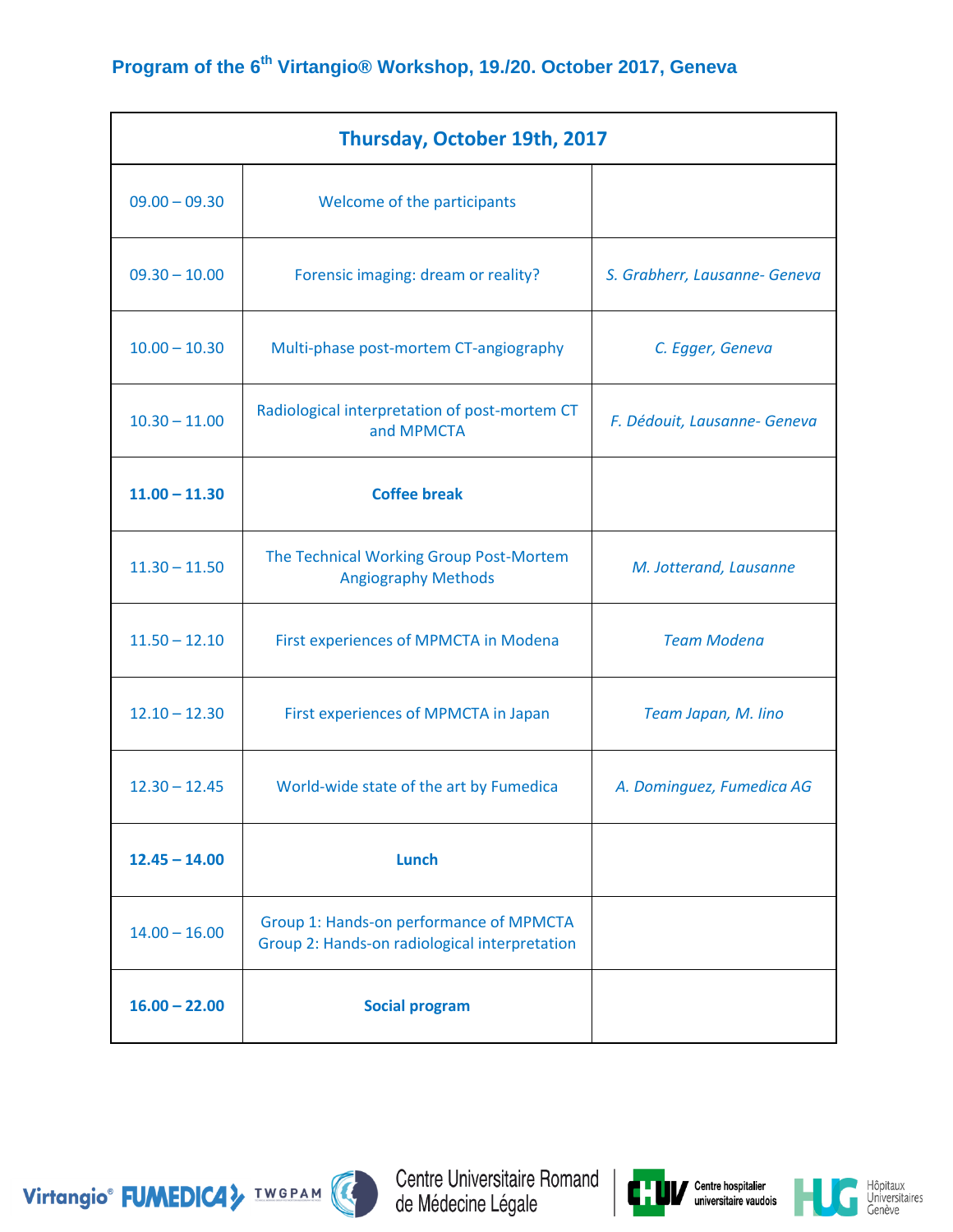# Program of the 6th Virtangio® Workshop, 19./20. October 2017, Geneva

| Thursday, October 19th, 2017 | | |
|---|---|---|
| 09.00 – 09.30 | Welcome of the participants | |
| 09.30 – 10.00 | Forensic imaging: dream or reality? | *S. Grabherr, Lausanne- Geneva* |
| 10.00 – 10.30 | Multi-phase post-mortem CT-angiography | *C. Egger, Geneva* |
| 10.30 – 11.00 | Radiological interpretation of post-mortem CT and MPMCTA | *F. Dédouit, Lausanne- Geneva* |
| **11.00 – 11.30** | **Coffee break** | |
| 11.30 – 11.50 | The Technical Working Group Post-Mortem Angiography Methods | *M. Jotterand, Lausanne* |
| 11.50 – 12.10 | First experiences of MPMCTA in Modena | *Team Modena* |
| 12.10 – 12.30 | First experiences of MPMCTA in Japan | *Team Japan, M. Iino* |
| 12.30 – 12.45 | World-wide state of the art by Fumedica | *A. Dominguez, Fumedica AG* |
| **12.45 – 14.00** | **Lunch** | |
| 14.00 – 16.00 | Group 1: Hands-on performance of MPMCTA<br>Group 2: Hands-on radiological interpretation | |
| **16.00 – 22.00** | **Social program** | |

Virtangio® FUMEDICA TWGPAM Centre Universitaire Romand de Médecine Légale CHUV Centre hospitalier universitaire vaudois HUG Hôpitaux Universitaires Genève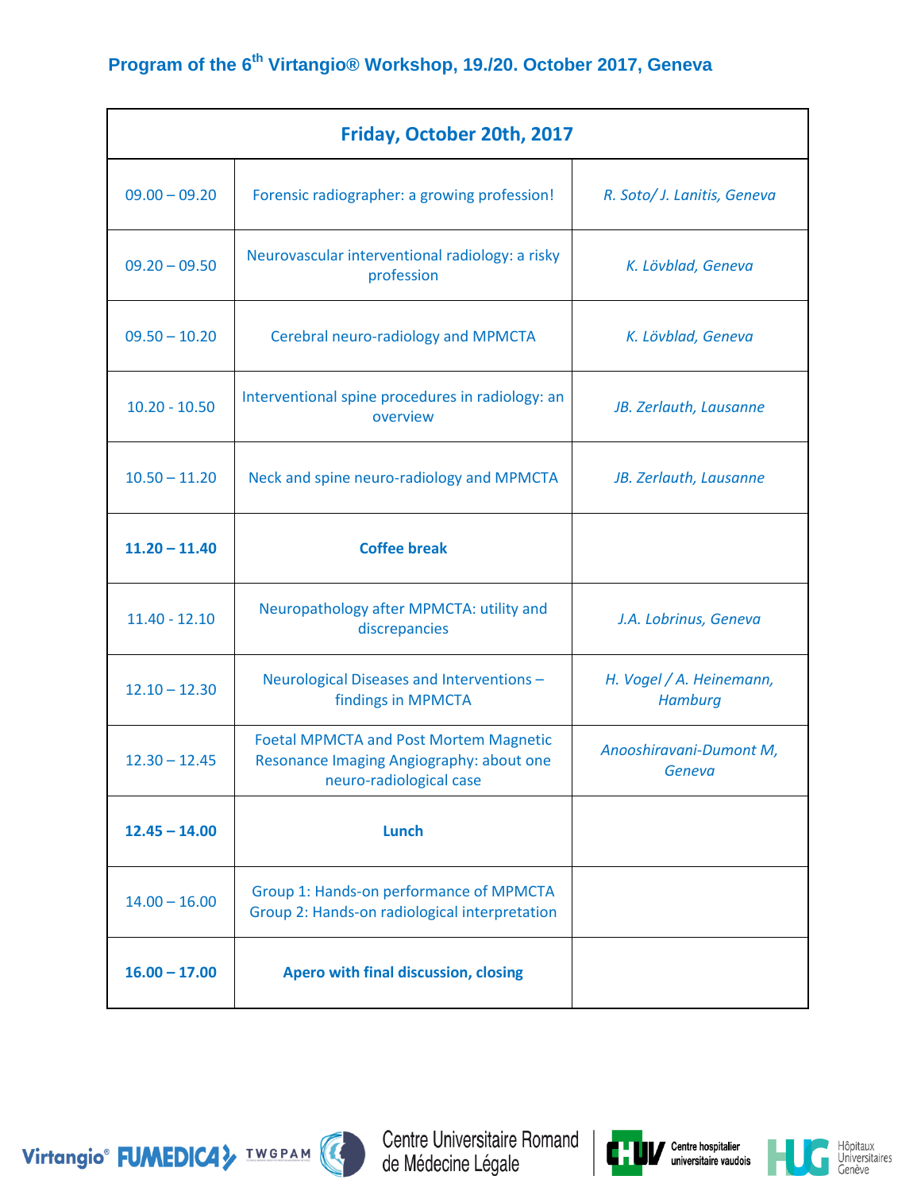### Program of the 6th Virtangio® Workshop, 19./20. October 2017, Geneva

| Friday, October 20th, 2017 | | |
|---|---|---|
| 09.00 – 09.20 | Forensic radiographer: a growing profession! | *R. Soto/ J. Lanitis, Geneva* |
| 09.20 – 09.50 | Neurovascular interventional radiology: a risky profession | *K. Lövblad, Geneva* |
| 09.50 – 10.20 | Cerebral neuro-radiology and MPMCTA | *K. Lövblad, Geneva* |
| 10.20 - 10.50 | Interventional spine procedures in radiology: an overview | *JB. Zerlauth, Lausanne* |
| 10.50 – 11.20 | Neck and spine neuro-radiology and MPMCTA | *JB. Zerlauth, Lausanne* |
| **11.20 – 11.40** | **Coffee break** | |
| 11.40 - 12.10 | Neuropathology after MPMCTA: utility and discrepancies | *J.A. Lobrinus, Geneva* |
| 12.10 – 12.30 | Neurological Diseases and Interventions – findings in MPMCTA | *H. Vogel / A. Heinemann, Hamburg* |
| 12.30 – 12.45 | Foetal MPMCTA and Post Mortem Magnetic Resonance Imaging Angiography: about one neuro-radiological case | *Anooshiravani-Dumont M, Geneva* |
| **12.45 – 14.00** | **Lunch** | |
| 14.00 – 16.00 | Group 1: Hands-on performance of MPMCTA<br>Group 2: Hands-on radiological interpretation | |
| **16.00 – 17.00** | **Apero with final discussion, closing** | |

Virtangio® FUMEDICA TWGPAM Centre Universitaire Romand de Médecine Légale CHUV Centre hospitalier universitaire vaudois HUG Hôpitaux Universitaires Genève